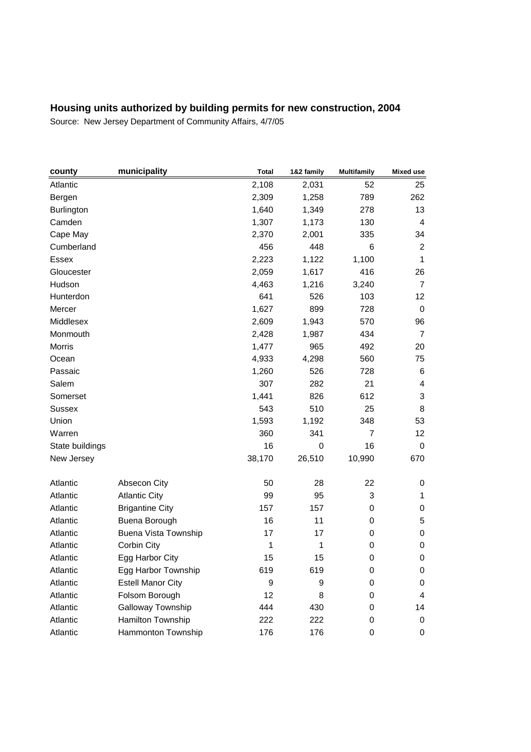## Housing units authorized by building permits for new construction, 2004

Source: New Jersey Department of Community Affairs, 4/7/05

| county | municipality | Total | 1&2 family | Multifamily | Mixed use |
|---|---|---|---|---|---|
| Atlantic | | 2,108 | 2,031 | 52 | 25 |
| Bergen | | 2,309 | 1,258 | 789 | 262 |
| Burlington | | 1,640 | 1,349 | 278 | 13 |
| Camden | | 1,307 | 1,173 | 130 | 4 |
| Cape May | | 2,370 | 2,001 | 335 | 34 |
| Cumberland | | 456 | 448 | 6 | 2 |
| Essex | | 2,223 | 1,122 | 1,100 | 1 |
| Gloucester | | 2,059 | 1,617 | 416 | 26 |
| Hudson | | 4,463 | 1,216 | 3,240 | 7 |
| Hunterdon | | 641 | 526 | 103 | 12 |
| Mercer | | 1,627 | 899 | 728 | 0 |
| Middlesex | | 2,609 | 1,943 | 570 | 96 |
| Monmouth | | 2,428 | 1,987 | 434 | 7 |
| Morris | | 1,477 | 965 | 492 | 20 |
| Ocean | | 4,933 | 4,298 | 560 | 75 |
| Passaic | | 1,260 | 526 | 728 | 6 |
| Salem | | 307 | 282 | 21 | 4 |
| Somerset | | 1,441 | 826 | 612 | 3 |
| Sussex | | 543 | 510 | 25 | 8 |
| Union | | 1,593 | 1,192 | 348 | 53 |
| Warren | | 360 | 341 | 7 | 12 |
| State buildings | | 16 | 0 | 16 | 0 |
| New Jersey | | 38,170 | 26,510 | 10,990 | 670 |
| | | | | | |
| Atlantic | Absecon City | 50 | 28 | 22 | 0 |
| Atlantic | Atlantic City | 99 | 95 | 3 | 1 |
| Atlantic | Brigantine City | 157 | 157 | 0 | 0 |
| Atlantic | Buena Borough | 16 | 11 | 0 | 5 |
| Atlantic | Buena Vista Township | 17 | 17 | 0 | 0 |
| Atlantic | Corbin City | 1 | 1 | 0 | 0 |
| Atlantic | Egg Harbor City | 15 | 15 | 0 | 0 |
| Atlantic | Egg Harbor Township | 619 | 619 | 0 | 0 |
| Atlantic | Estell Manor City | 9 | 9 | 0 | 0 |
| Atlantic | Folsom Borough | 12 | 8 | 0 | 4 |
| Atlantic | Galloway Township | 444 | 430 | 0 | 14 |
| Atlantic | Hamilton Township | 222 | 222 | 0 | 0 |
| Atlantic | Hammonton Township | 176 | 176 | 0 | 0 |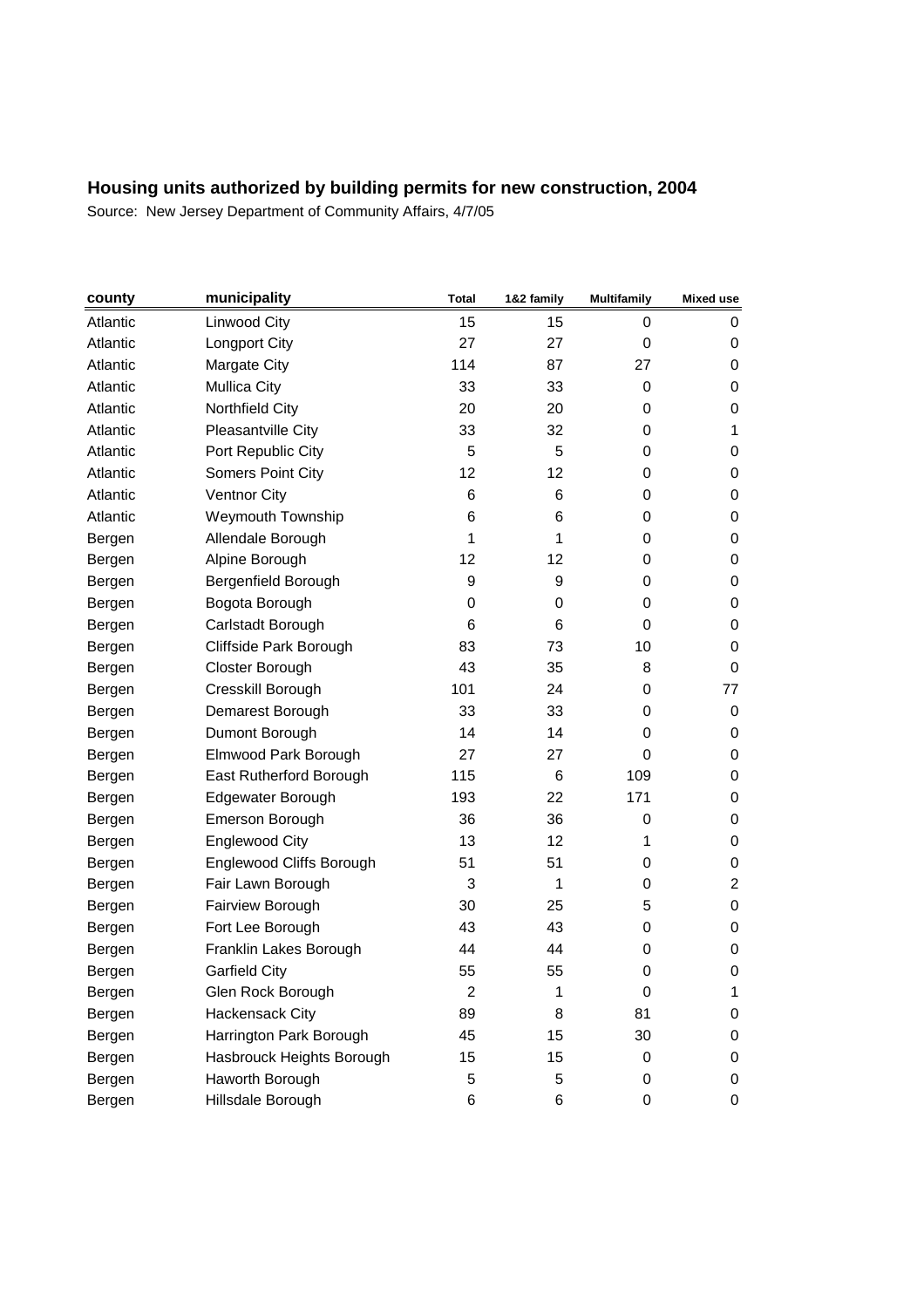## Housing units authorized by building permits for new construction, 2004

Source: New Jersey Department of Community Affairs, 4/7/05

| county | municipality | Total | 1&2 family | Multifamily | Mixed use |
|---|---|---|---|---|---|
| Atlantic | Linwood City | 15 | 15 | 0 | 0 |
| Atlantic | Longport City | 27 | 27 | 0 | 0 |
| Atlantic | Margate City | 114 | 87 | 27 | 0 |
| Atlantic | Mullica City | 33 | 33 | 0 | 0 |
| Atlantic | Northfield City | 20 | 20 | 0 | 0 |
| Atlantic | Pleasantville City | 33 | 32 | 0 | 1 |
| Atlantic | Port Republic City | 5 | 5 | 0 | 0 |
| Atlantic | Somers Point City | 12 | 12 | 0 | 0 |
| Atlantic | Ventnor City | 6 | 6 | 0 | 0 |
| Atlantic | Weymouth Township | 6 | 6 | 0 | 0 |
| Bergen | Allendale Borough | 1 | 1 | 0 | 0 |
| Bergen | Alpine Borough | 12 | 12 | 0 | 0 |
| Bergen | Bergenfield Borough | 9 | 9 | 0 | 0 |
| Bergen | Bogota Borough | 0 | 0 | 0 | 0 |
| Bergen | Carlstadt Borough | 6 | 6 | 0 | 0 |
| Bergen | Cliffside Park Borough | 83 | 73 | 10 | 0 |
| Bergen | Closter Borough | 43 | 35 | 8 | 0 |
| Bergen | Cresskill Borough | 101 | 24 | 0 | 77 |
| Bergen | Demarest Borough | 33 | 33 | 0 | 0 |
| Bergen | Dumont Borough | 14 | 14 | 0 | 0 |
| Bergen | Elmwood Park Borough | 27 | 27 | 0 | 0 |
| Bergen | East Rutherford Borough | 115 | 6 | 109 | 0 |
| Bergen | Edgewater Borough | 193 | 22 | 171 | 0 |
| Bergen | Emerson Borough | 36 | 36 | 0 | 0 |
| Bergen | Englewood City | 13 | 12 | 1 | 0 |
| Bergen | Englewood Cliffs Borough | 51 | 51 | 0 | 0 |
| Bergen | Fair Lawn Borough | 3 | 1 | 0 | 2 |
| Bergen | Fairview Borough | 30 | 25 | 5 | 0 |
| Bergen | Fort Lee Borough | 43 | 43 | 0 | 0 |
| Bergen | Franklin Lakes Borough | 44 | 44 | 0 | 0 |
| Bergen | Garfield City | 55 | 55 | 0 | 0 |
| Bergen | Glen Rock Borough | 2 | 1 | 0 | 1 |
| Bergen | Hackensack City | 89 | 8 | 81 | 0 |
| Bergen | Harrington Park Borough | 45 | 15 | 30 | 0 |
| Bergen | Hasbrouck Heights Borough | 15 | 15 | 0 | 0 |
| Bergen | Haworth Borough | 5 | 5 | 0 | 0 |
| Bergen | Hillsdale Borough | 6 | 6 | 0 | 0 |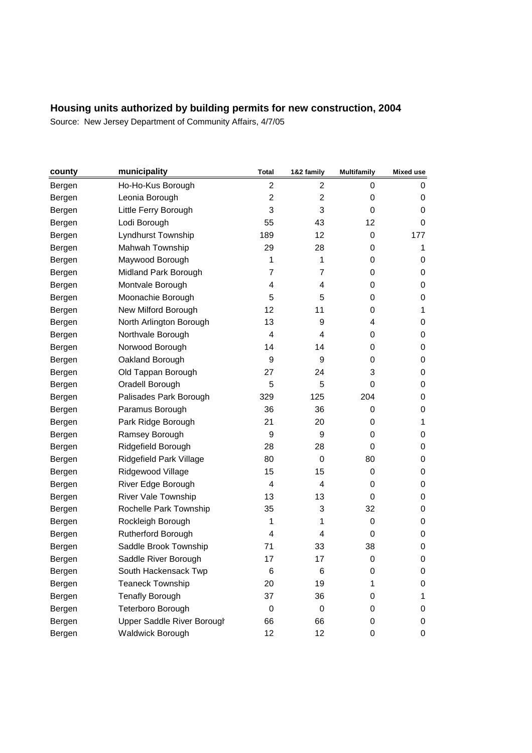# Housing units authorized by building permits for new construction, 2004

Source: New Jersey Department of Community Affairs, 4/7/05

| county | municipality | Total | 1&2 family | Multifamily | Mixed use |
|---|---|---|---|---|---|
| Bergen | Ho-Ho-Kus Borough | 2 | 2 | 0 | 0 |
| Bergen | Leonia Borough | 2 | 2 | 0 | 0 |
| Bergen | Little Ferry Borough | 3 | 3 | 0 | 0 |
| Bergen | Lodi Borough | 55 | 43 | 12 | 0 |
| Bergen | Lyndhurst Township | 189 | 12 | 0 | 177 |
| Bergen | Mahwah Township | 29 | 28 | 0 | 1 |
| Bergen | Maywood Borough | 1 | 1 | 0 | 0 |
| Bergen | Midland Park Borough | 7 | 7 | 0 | 0 |
| Bergen | Montvale Borough | 4 | 4 | 0 | 0 |
| Bergen | Moonachie Borough | 5 | 5 | 0 | 0 |
| Bergen | New Milford Borough | 12 | 11 | 0 | 1 |
| Bergen | North Arlington Borough | 13 | 9 | 4 | 0 |
| Bergen | Northvale Borough | 4 | 4 | 0 | 0 |
| Bergen | Norwood Borough | 14 | 14 | 0 | 0 |
| Bergen | Oakland Borough | 9 | 9 | 0 | 0 |
| Bergen | Old Tappan Borough | 27 | 24 | 3 | 0 |
| Bergen | Oradell Borough | 5 | 5 | 0 | 0 |
| Bergen | Palisades Park Borough | 329 | 125 | 204 | 0 |
| Bergen | Paramus Borough | 36 | 36 | 0 | 0 |
| Bergen | Park Ridge Borough | 21 | 20 | 0 | 1 |
| Bergen | Ramsey Borough | 9 | 9 | 0 | 0 |
| Bergen | Ridgefield Borough | 28 | 28 | 0 | 0 |
| Bergen | Ridgefield Park Village | 80 | 0 | 80 | 0 |
| Bergen | Ridgewood Village | 15 | 15 | 0 | 0 |
| Bergen | River Edge Borough | 4 | 4 | 0 | 0 |
| Bergen | River Vale Township | 13 | 13 | 0 | 0 |
| Bergen | Rochelle Park Township | 35 | 3 | 32 | 0 |
| Bergen | Rockleigh Borough | 1 | 1 | 0 | 0 |
| Bergen | Rutherford Borough | 4 | 4 | 0 | 0 |
| Bergen | Saddle Brook Township | 71 | 33 | 38 | 0 |
| Bergen | Saddle River Borough | 17 | 17 | 0 | 0 |
| Bergen | South Hackensack Twp | 6 | 6 | 0 | 0 |
| Bergen | Teaneck Township | 20 | 19 | 1 | 0 |
| Bergen | Tenafly Borough | 37 | 36 | 0 | 1 |
| Bergen | Teterboro Borough | 0 | 0 | 0 | 0 |
| Bergen | Upper Saddle River Borough | 66 | 66 | 0 | 0 |
| Bergen | Waldwick Borough | 12 | 12 | 0 | 0 |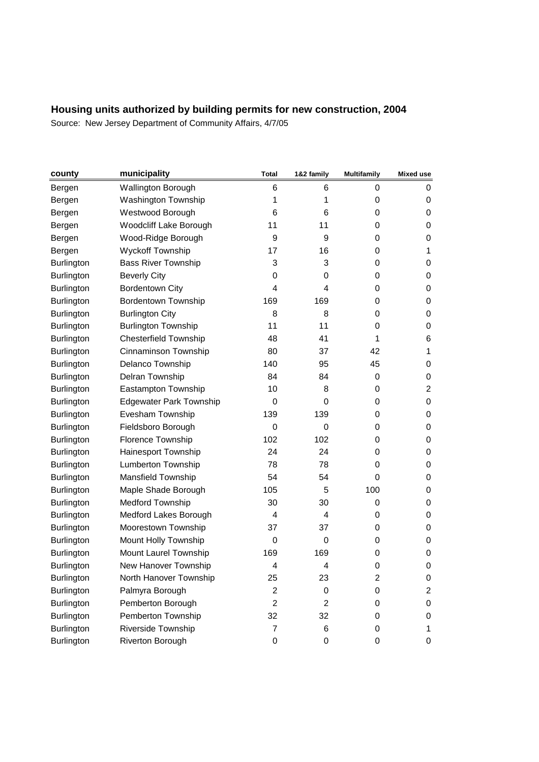**Housing units authorized by building permits for new construction, 2004**

Source: New Jersey Department of Community Affairs, 4/7/05

| county | municipality | Total | 1&2 family | Multifamily | Mixed use |
|---|---|---|---|---|---|
| Bergen | Wallington Borough | 6 | 6 | 0 | 0 |
| Bergen | Washington Township | 1 | 1 | 0 | 0 |
| Bergen | Westwood Borough | 6 | 6 | 0 | 0 |
| Bergen | Woodcliff Lake Borough | 11 | 11 | 0 | 0 |
| Bergen | Wood-Ridge Borough | 9 | 9 | 0 | 0 |
| Bergen | Wyckoff Township | 17 | 16 | 0 | 1 |
| Burlington | Bass River Township | 3 | 3 | 0 | 0 |
| Burlington | Beverly City | 0 | 0 | 0 | 0 |
| Burlington | Bordentown City | 4 | 4 | 0 | 0 |
| Burlington | Bordentown Township | 169 | 169 | 0 | 0 |
| Burlington | Burlington City | 8 | 8 | 0 | 0 |
| Burlington | Burlington Township | 11 | 11 | 0 | 0 |
| Burlington | Chesterfield Township | 48 | 41 | 1 | 6 |
| Burlington | Cinnaminson Township | 80 | 37 | 42 | 1 |
| Burlington | Delanco Township | 140 | 95 | 45 | 0 |
| Burlington | Delran Township | 84 | 84 | 0 | 0 |
| Burlington | Eastampton Township | 10 | 8 | 0 | 2 |
| Burlington | Edgewater Park Township | 0 | 0 | 0 | 0 |
| Burlington | Evesham Township | 139 | 139 | 0 | 0 |
| Burlington | Fieldsboro Borough | 0 | 0 | 0 | 0 |
| Burlington | Florence Township | 102 | 102 | 0 | 0 |
| Burlington | Hainesport Township | 24 | 24 | 0 | 0 |
| Burlington | Lumberton Township | 78 | 78 | 0 | 0 |
| Burlington | Mansfield Township | 54 | 54 | 0 | 0 |
| Burlington | Maple Shade Borough | 105 | 5 | 100 | 0 |
| Burlington | Medford Township | 30 | 30 | 0 | 0 |
| Burlington | Medford Lakes Borough | 4 | 4 | 0 | 0 |
| Burlington | Moorestown Township | 37 | 37 | 0 | 0 |
| Burlington | Mount Holly Township | 0 | 0 | 0 | 0 |
| Burlington | Mount Laurel Township | 169 | 169 | 0 | 0 |
| Burlington | New Hanover Township | 4 | 4 | 0 | 0 |
| Burlington | North Hanover Township | 25 | 23 | 2 | 0 |
| Burlington | Palmyra Borough | 2 | 0 | 0 | 2 |
| Burlington | Pemberton Borough | 2 | 2 | 0 | 0 |
| Burlington | Pemberton Township | 32 | 32 | 0 | 0 |
| Burlington | Riverside Township | 7 | 6 | 0 | 1 |
| Burlington | Riverton Borough | 0 | 0 | 0 | 0 |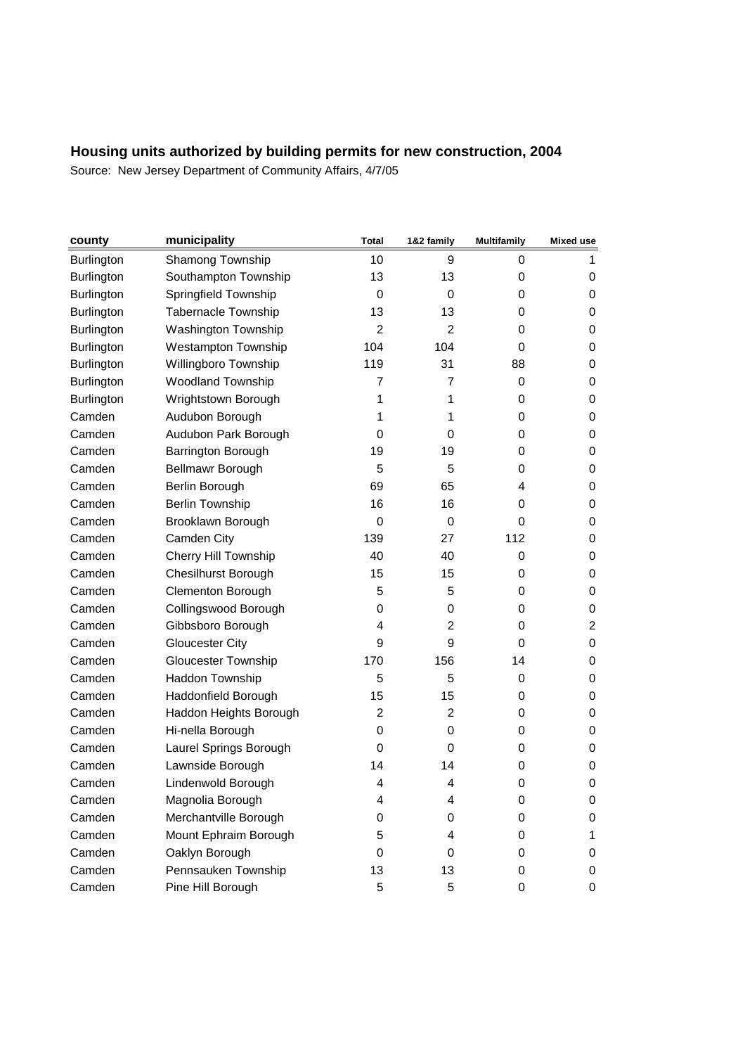## Housing units authorized by building permits for new construction, 2004

Source: New Jersey Department of Community Affairs, 4/7/05

| county | municipality | Total | 1&2 family | Multifamily | Mixed use |
|---|---|---|---|---|---|
| Burlington | Shamong Township | 10 | 9 | 0 | 1 |
| Burlington | Southampton Township | 13 | 13 | 0 | 0 |
| Burlington | Springfield Township | 0 | 0 | 0 | 0 |
| Burlington | Tabernacle Township | 13 | 13 | 0 | 0 |
| Burlington | Washington Township | 2 | 2 | 0 | 0 |
| Burlington | Westampton Township | 104 | 104 | 0 | 0 |
| Burlington | Willingboro Township | 119 | 31 | 88 | 0 |
| Burlington | Woodland Township | 7 | 7 | 0 | 0 |
| Burlington | Wrightstown Borough | 1 | 1 | 0 | 0 |
| Camden | Audubon Borough | 1 | 1 | 0 | 0 |
| Camden | Audubon Park Borough | 0 | 0 | 0 | 0 |
| Camden | Barrington Borough | 19 | 19 | 0 | 0 |
| Camden | Bellmawr Borough | 5 | 5 | 0 | 0 |
| Camden | Berlin Borough | 69 | 65 | 4 | 0 |
| Camden | Berlin Township | 16 | 16 | 0 | 0 |
| Camden | Brooklawn Borough | 0 | 0 | 0 | 0 |
| Camden | Camden City | 139 | 27 | 112 | 0 |
| Camden | Cherry Hill Township | 40 | 40 | 0 | 0 |
| Camden | Chesilhurst Borough | 15 | 15 | 0 | 0 |
| Camden | Clementon Borough | 5 | 5 | 0 | 0 |
| Camden | Collingswood Borough | 0 | 0 | 0 | 0 |
| Camden | Gibbsboro Borough | 4 | 2 | 0 | 2 |
| Camden | Gloucester City | 9 | 9 | 0 | 0 |
| Camden | Gloucester Township | 170 | 156 | 14 | 0 |
| Camden | Haddon Township | 5 | 5 | 0 | 0 |
| Camden | Haddonfield Borough | 15 | 15 | 0 | 0 |
| Camden | Haddon Heights Borough | 2 | 2 | 0 | 0 |
| Camden | Hi-nella Borough | 0 | 0 | 0 | 0 |
| Camden | Laurel Springs Borough | 0 | 0 | 0 | 0 |
| Camden | Lawnside Borough | 14 | 14 | 0 | 0 |
| Camden | Lindenwold Borough | 4 | 4 | 0 | 0 |
| Camden | Magnolia Borough | 4 | 4 | 0 | 0 |
| Camden | Merchantville Borough | 0 | 0 | 0 | 0 |
| Camden | Mount Ephraim Borough | 5 | 4 | 0 | 1 |
| Camden | Oaklyn Borough | 0 | 0 | 0 | 0 |
| Camden | Pennsauken Township | 13 | 13 | 0 | 0 |
| Camden | Pine Hill Borough | 5 | 5 | 0 | 0 |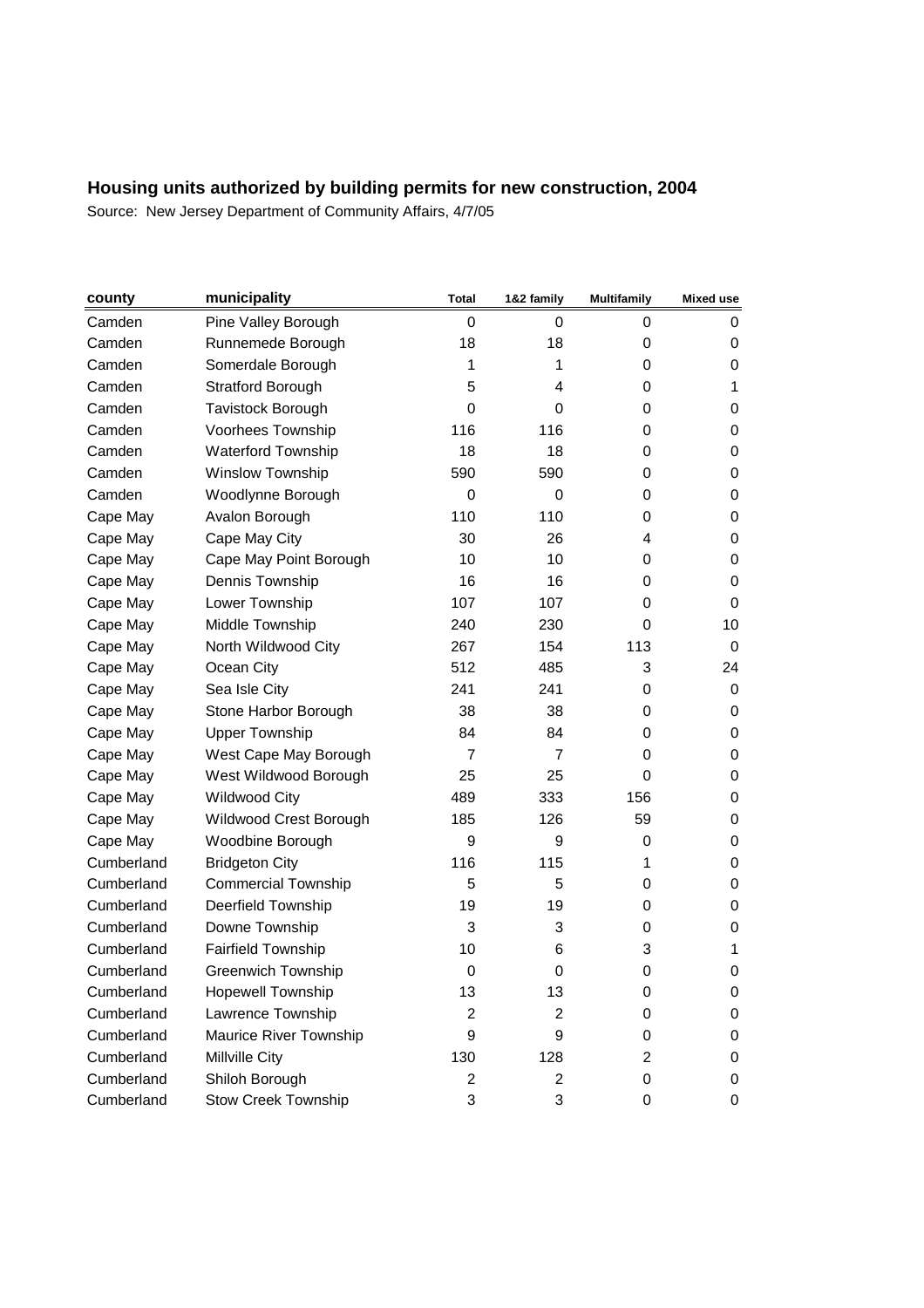# Housing units authorized by building permits for new construction, 2004

Source: New Jersey Department of Community Affairs, 4/7/05

| county | municipality | Total | 1&2 family | Multifamily | Mixed use |
|---|---|---|---|---|---|
| Camden | Pine Valley Borough | 0 | 0 | 0 | 0 |
| Camden | Runnemede Borough | 18 | 18 | 0 | 0 |
| Camden | Somerdale Borough | 1 | 1 | 0 | 0 |
| Camden | Stratford Borough | 5 | 4 | 0 | 1 |
| Camden | Tavistock Borough | 0 | 0 | 0 | 0 |
| Camden | Voorhees Township | 116 | 116 | 0 | 0 |
| Camden | Waterford Township | 18 | 18 | 0 | 0 |
| Camden | Winslow Township | 590 | 590 | 0 | 0 |
| Camden | Woodlynne Borough | 0 | 0 | 0 | 0 |
| Cape May | Avalon Borough | 110 | 110 | 0 | 0 |
| Cape May | Cape May City | 30 | 26 | 4 | 0 |
| Cape May | Cape May Point Borough | 10 | 10 | 0 | 0 |
| Cape May | Dennis Township | 16 | 16 | 0 | 0 |
| Cape May | Lower Township | 107 | 107 | 0 | 0 |
| Cape May | Middle Township | 240 | 230 | 0 | 10 |
| Cape May | North Wildwood City | 267 | 154 | 113 | 0 |
| Cape May | Ocean City | 512 | 485 | 3 | 24 |
| Cape May | Sea Isle City | 241 | 241 | 0 | 0 |
| Cape May | Stone Harbor Borough | 38 | 38 | 0 | 0 |
| Cape May | Upper Township | 84 | 84 | 0 | 0 |
| Cape May | West Cape May Borough | 7 | 7 | 0 | 0 |
| Cape May | West Wildwood Borough | 25 | 25 | 0 | 0 |
| Cape May | Wildwood City | 489 | 333 | 156 | 0 |
| Cape May | Wildwood Crest Borough | 185 | 126 | 59 | 0 |
| Cape May | Woodbine Borough | 9 | 9 | 0 | 0 |
| Cumberland | Bridgeton City | 116 | 115 | 1 | 0 |
| Cumberland | Commercial Township | 5 | 5 | 0 | 0 |
| Cumberland | Deerfield Township | 19 | 19 | 0 | 0 |
| Cumberland | Downe Township | 3 | 3 | 0 | 0 |
| Cumberland | Fairfield Township | 10 | 6 | 3 | 1 |
| Cumberland | Greenwich Township | 0 | 0 | 0 | 0 |
| Cumberland | Hopewell Township | 13 | 13 | 0 | 0 |
| Cumberland | Lawrence Township | 2 | 2 | 0 | 0 |
| Cumberland | Maurice River Township | 9 | 9 | 0 | 0 |
| Cumberland | Millville City | 130 | 128 | 2 | 0 |
| Cumberland | Shiloh Borough | 2 | 2 | 0 | 0 |
| Cumberland | Stow Creek Township | 3 | 3 | 0 | 0 |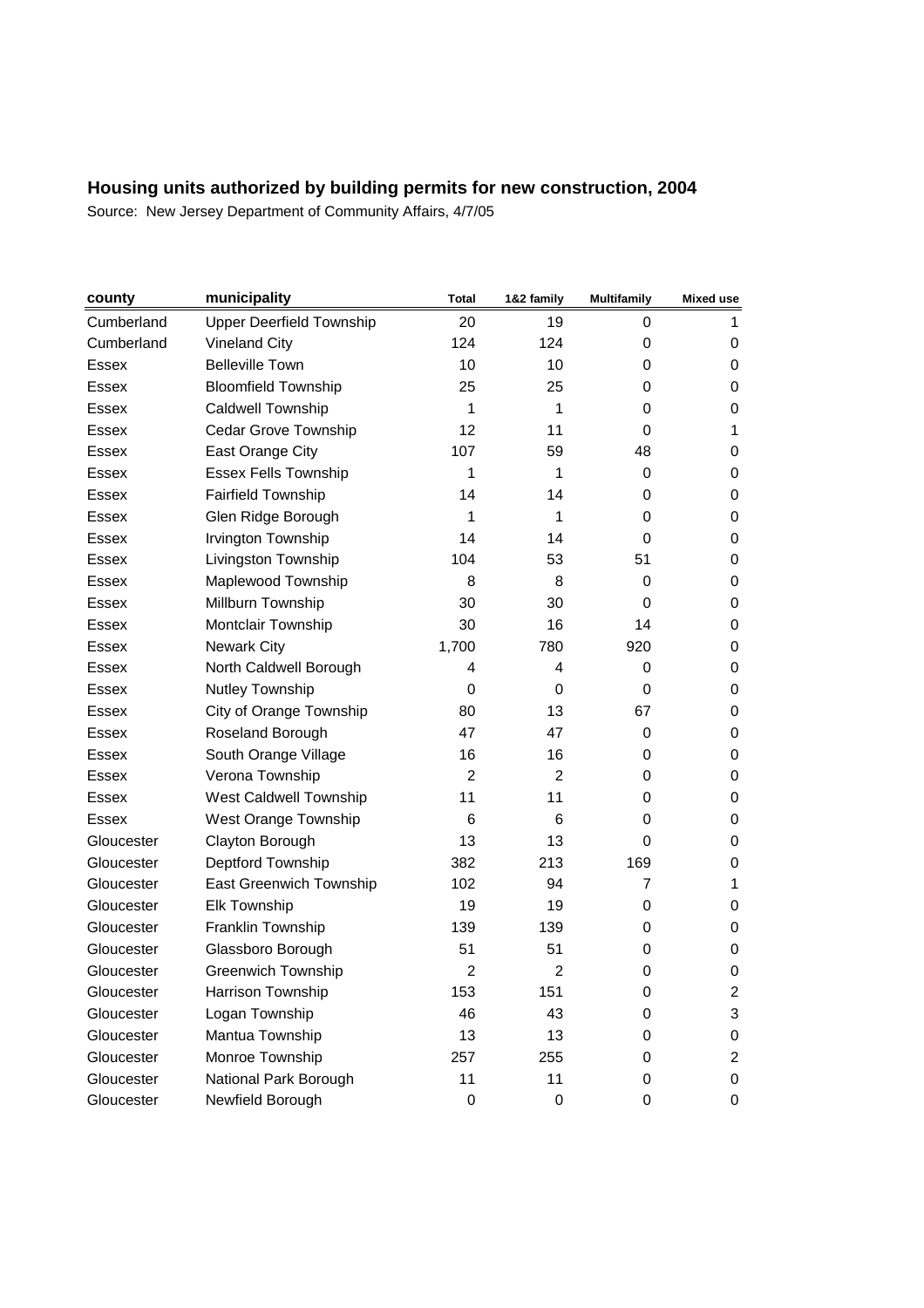## Housing units authorized by building permits for new construction, 2004

Source: New Jersey Department of Community Affairs, 4/7/05

| county | municipality | Total | 1&2 family | Multifamily | Mixed use |
|---|---|---|---|---|---|
| Cumberland | Upper Deerfield Township | 20 | 19 | 0 | 1 |
| Cumberland | Vineland City | 124 | 124 | 0 | 0 |
| Essex | Belleville Town | 10 | 10 | 0 | 0 |
| Essex | Bloomfield Township | 25 | 25 | 0 | 0 |
| Essex | Caldwell Township | 1 | 1 | 0 | 0 |
| Essex | Cedar Grove Township | 12 | 11 | 0 | 1 |
| Essex | East Orange City | 107 | 59 | 48 | 0 |
| Essex | Essex Fells Township | 1 | 1 | 0 | 0 |
| Essex | Fairfield Township | 14 | 14 | 0 | 0 |
| Essex | Glen Ridge Borough | 1 | 1 | 0 | 0 |
| Essex | Irvington Township | 14 | 14 | 0 | 0 |
| Essex | Livingston Township | 104 | 53 | 51 | 0 |
| Essex | Maplewood Township | 8 | 8 | 0 | 0 |
| Essex | Millburn Township | 30 | 30 | 0 | 0 |
| Essex | Montclair Township | 30 | 16 | 14 | 0 |
| Essex | Newark City | 1,700 | 780 | 920 | 0 |
| Essex | North Caldwell Borough | 4 | 4 | 0 | 0 |
| Essex | Nutley Township | 0 | 0 | 0 | 0 |
| Essex | City of Orange Township | 80 | 13 | 67 | 0 |
| Essex | Roseland Borough | 47 | 47 | 0 | 0 |
| Essex | South Orange Village | 16 | 16 | 0 | 0 |
| Essex | Verona Township | 2 | 2 | 0 | 0 |
| Essex | West Caldwell Township | 11 | 11 | 0 | 0 |
| Essex | West Orange Township | 6 | 6 | 0 | 0 |
| Gloucester | Clayton Borough | 13 | 13 | 0 | 0 |
| Gloucester | Deptford Township | 382 | 213 | 169 | 0 |
| Gloucester | East Greenwich Township | 102 | 94 | 7 | 1 |
| Gloucester | Elk Township | 19 | 19 | 0 | 0 |
| Gloucester | Franklin Township | 139 | 139 | 0 | 0 |
| Gloucester | Glassboro Borough | 51 | 51 | 0 | 0 |
| Gloucester | Greenwich Township | 2 | 2 | 0 | 0 |
| Gloucester | Harrison Township | 153 | 151 | 0 | 2 |
| Gloucester | Logan Township | 46 | 43 | 0 | 3 |
| Gloucester | Mantua Township | 13 | 13 | 0 | 0 |
| Gloucester | Monroe Township | 257 | 255 | 0 | 2 |
| Gloucester | National Park Borough | 11 | 11 | 0 | 0 |
| Gloucester | Newfield Borough | 0 | 0 | 0 | 0 |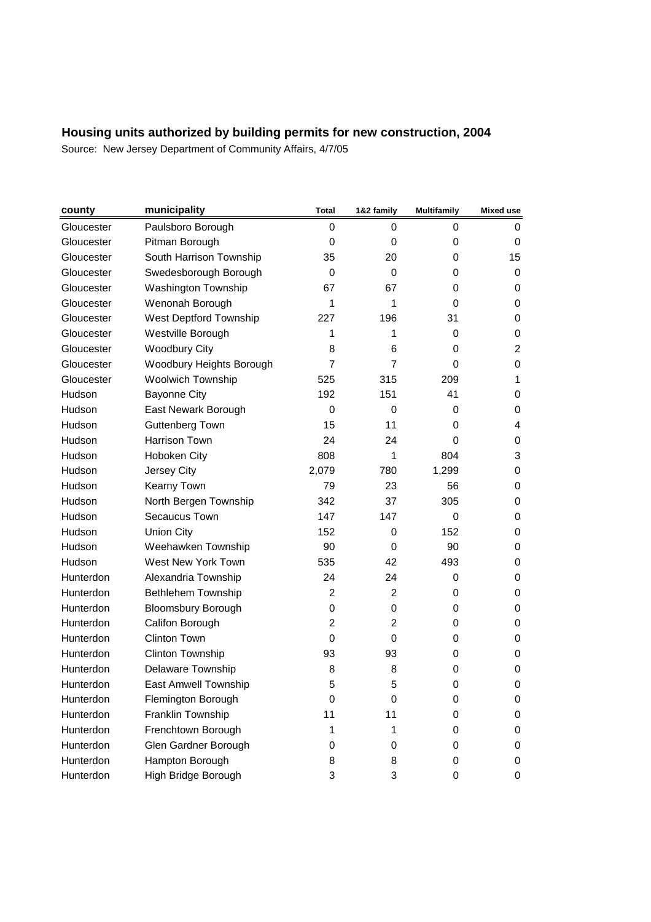# Housing units authorized by building permits for new construction, 2004

Source: New Jersey Department of Community Affairs, 4/7/05

| county | municipality | Total | 1&2 family | Multifamily | Mixed use |
|---|---|---|---|---|---|
| Gloucester | Paulsboro Borough | 0 | 0 | 0 | 0 |
| Gloucester | Pitman Borough | 0 | 0 | 0 | 0 |
| Gloucester | South Harrison Township | 35 | 20 | 0 | 15 |
| Gloucester | Swedesborough Borough | 0 | 0 | 0 | 0 |
| Gloucester | Washington Township | 67 | 67 | 0 | 0 |
| Gloucester | Wenonah Borough | 1 | 1 | 0 | 0 |
| Gloucester | West Deptford Township | 227 | 196 | 31 | 0 |
| Gloucester | Westville Borough | 1 | 1 | 0 | 0 |
| Gloucester | Woodbury City | 8 | 6 | 0 | 2 |
| Gloucester | Woodbury Heights Borough | 7 | 7 | 0 | 0 |
| Gloucester | Woolwich Township | 525 | 315 | 209 | 1 |
| Hudson | Bayonne City | 192 | 151 | 41 | 0 |
| Hudson | East Newark Borough | 0 | 0 | 0 | 0 |
| Hudson | Guttenberg Town | 15 | 11 | 0 | 4 |
| Hudson | Harrison Town | 24 | 24 | 0 | 0 |
| Hudson | Hoboken City | 808 | 1 | 804 | 3 |
| Hudson | Jersey City | 2,079 | 780 | 1,299 | 0 |
| Hudson | Kearny Town | 79 | 23 | 56 | 0 |
| Hudson | North Bergen Township | 342 | 37 | 305 | 0 |
| Hudson | Secaucus Town | 147 | 147 | 0 | 0 |
| Hudson | Union City | 152 | 0 | 152 | 0 |
| Hudson | Weehawken Township | 90 | 0 | 90 | 0 |
| Hudson | West New York Town | 535 | 42 | 493 | 0 |
| Hunterdon | Alexandria Township | 24 | 24 | 0 | 0 |
| Hunterdon | Bethlehem Township | 2 | 2 | 0 | 0 |
| Hunterdon | Bloomsbury Borough | 0 | 0 | 0 | 0 |
| Hunterdon | Califon Borough | 2 | 2 | 0 | 0 |
| Hunterdon | Clinton Town | 0 | 0 | 0 | 0 |
| Hunterdon | Clinton Township | 93 | 93 | 0 | 0 |
| Hunterdon | Delaware Township | 8 | 8 | 0 | 0 |
| Hunterdon | East Amwell Township | 5 | 5 | 0 | 0 |
| Hunterdon | Flemington Borough | 0 | 0 | 0 | 0 |
| Hunterdon | Franklin Township | 11 | 11 | 0 | 0 |
| Hunterdon | Frenchtown Borough | 1 | 1 | 0 | 0 |
| Hunterdon | Glen Gardner Borough | 0 | 0 | 0 | 0 |
| Hunterdon | Hampton Borough | 8 | 8 | 0 | 0 |
| Hunterdon | High Bridge Borough | 3 | 3 | 0 | 0 |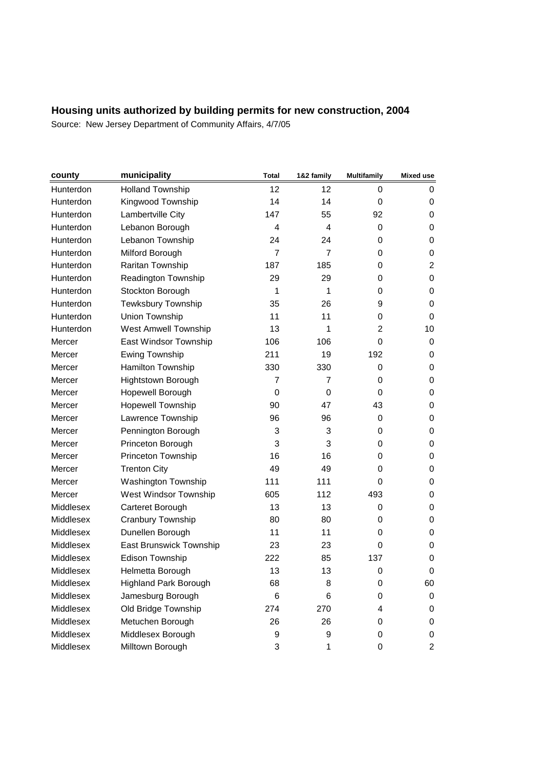## Housing units authorized by building permits for new construction, 2004

Source: New Jersey Department of Community Affairs, 4/7/05

| county | municipality | Total | 1&2 family | Multifamily | Mixed use |
|---|---|---|---|---|---|
| Hunterdon | Holland Township | 12 | 12 | 0 | 0 |
| Hunterdon | Kingwood Township | 14 | 14 | 0 | 0 |
| Hunterdon | Lambertville City | 147 | 55 | 92 | 0 |
| Hunterdon | Lebanon Borough | 4 | 4 | 0 | 0 |
| Hunterdon | Lebanon Township | 24 | 24 | 0 | 0 |
| Hunterdon | Milford Borough | 7 | 7 | 0 | 0 |
| Hunterdon | Raritan Township | 187 | 185 | 0 | 2 |
| Hunterdon | Readington Township | 29 | 29 | 0 | 0 |
| Hunterdon | Stockton Borough | 1 | 1 | 0 | 0 |
| Hunterdon | Tewksbury Township | 35 | 26 | 9 | 0 |
| Hunterdon | Union Township | 11 | 11 | 0 | 0 |
| Hunterdon | West Amwell Township | 13 | 1 | 2 | 10 |
| Mercer | East Windsor Township | 106 | 106 | 0 | 0 |
| Mercer | Ewing Township | 211 | 19 | 192 | 0 |
| Mercer | Hamilton Township | 330 | 330 | 0 | 0 |
| Mercer | Hightstown Borough | 7 | 7 | 0 | 0 |
| Mercer | Hopewell Borough | 0 | 0 | 0 | 0 |
| Mercer | Hopewell Township | 90 | 47 | 43 | 0 |
| Mercer | Lawrence Township | 96 | 96 | 0 | 0 |
| Mercer | Pennington Borough | 3 | 3 | 0 | 0 |
| Mercer | Princeton Borough | 3 | 3 | 0 | 0 |
| Mercer | Princeton Township | 16 | 16 | 0 | 0 |
| Mercer | Trenton City | 49 | 49 | 0 | 0 |
| Mercer | Washington Township | 111 | 111 | 0 | 0 |
| Mercer | West Windsor Township | 605 | 112 | 493 | 0 |
| Middlesex | Carteret Borough | 13 | 13 | 0 | 0 |
| Middlesex | Cranbury Township | 80 | 80 | 0 | 0 |
| Middlesex | Dunellen Borough | 11 | 11 | 0 | 0 |
| Middlesex | East Brunswick Township | 23 | 23 | 0 | 0 |
| Middlesex | Edison Township | 222 | 85 | 137 | 0 |
| Middlesex | Helmetta Borough | 13 | 13 | 0 | 0 |
| Middlesex | Highland Park Borough | 68 | 8 | 0 | 60 |
| Middlesex | Jamesburg Borough | 6 | 6 | 0 | 0 |
| Middlesex | Old Bridge Township | 274 | 270 | 4 | 0 |
| Middlesex | Metuchen Borough | 26 | 26 | 0 | 0 |
| Middlesex | Middlesex Borough | 9 | 9 | 0 | 0 |
| Middlesex | Milltown Borough | 3 | 1 | 0 | 2 |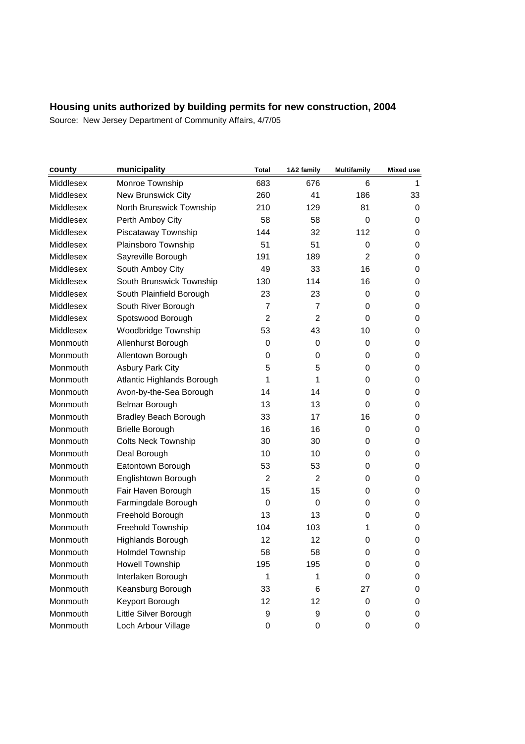## Housing units authorized by building permits for new construction, 2004

Source: New Jersey Department of Community Affairs, 4/7/05

| county | municipality | Total | 1&2 family | Multifamily | Mixed use |
|---|---|---|---|---|---|
| Middlesex | Monroe Township | 683 | 676 | 6 | 1 |
| Middlesex | New Brunswick City | 260 | 41 | 186 | 33 |
| Middlesex | North Brunswick Township | 210 | 129 | 81 | 0 |
| Middlesex | Perth Amboy City | 58 | 58 | 0 | 0 |
| Middlesex | Piscataway Township | 144 | 32 | 112 | 0 |
| Middlesex | Plainsboro Township | 51 | 51 | 0 | 0 |
| Middlesex | Sayreville Borough | 191 | 189 | 2 | 0 |
| Middlesex | South Amboy City | 49 | 33 | 16 | 0 |
| Middlesex | South Brunswick Township | 130 | 114 | 16 | 0 |
| Middlesex | South Plainfield Borough | 23 | 23 | 0 | 0 |
| Middlesex | South River Borough | 7 | 7 | 0 | 0 |
| Middlesex | Spotswood Borough | 2 | 2 | 0 | 0 |
| Middlesex | Woodbridge Township | 53 | 43 | 10 | 0 |
| Monmouth | Allenhurst Borough | 0 | 0 | 0 | 0 |
| Monmouth | Allentown Borough | 0 | 0 | 0 | 0 |
| Monmouth | Asbury Park City | 5 | 5 | 0 | 0 |
| Monmouth | Atlantic Highlands Borough | 1 | 1 | 0 | 0 |
| Monmouth | Avon-by-the-Sea Borough | 14 | 14 | 0 | 0 |
| Monmouth | Belmar Borough | 13 | 13 | 0 | 0 |
| Monmouth | Bradley Beach Borough | 33 | 17 | 16 | 0 |
| Monmouth | Brielle Borough | 16 | 16 | 0 | 0 |
| Monmouth | Colts Neck Township | 30 | 30 | 0 | 0 |
| Monmouth | Deal Borough | 10 | 10 | 0 | 0 |
| Monmouth | Eatontown Borough | 53 | 53 | 0 | 0 |
| Monmouth | Englishtown Borough | 2 | 2 | 0 | 0 |
| Monmouth | Fair Haven Borough | 15 | 15 | 0 | 0 |
| Monmouth | Farmingdale Borough | 0 | 0 | 0 | 0 |
| Monmouth | Freehold Borough | 13 | 13 | 0 | 0 |
| Monmouth | Freehold Township | 104 | 103 | 1 | 0 |
| Monmouth | Highlands Borough | 12 | 12 | 0 | 0 |
| Monmouth | Holmdel Township | 58 | 58 | 0 | 0 |
| Monmouth | Howell Township | 195 | 195 | 0 | 0 |
| Monmouth | Interlaken Borough | 1 | 1 | 0 | 0 |
| Monmouth | Keansburg Borough | 33 | 6 | 27 | 0 |
| Monmouth | Keyport Borough | 12 | 12 | 0 | 0 |
| Monmouth | Little Silver Borough | 9 | 9 | 0 | 0 |
| Monmouth | Loch Arbour Village | 0 | 0 | 0 | 0 |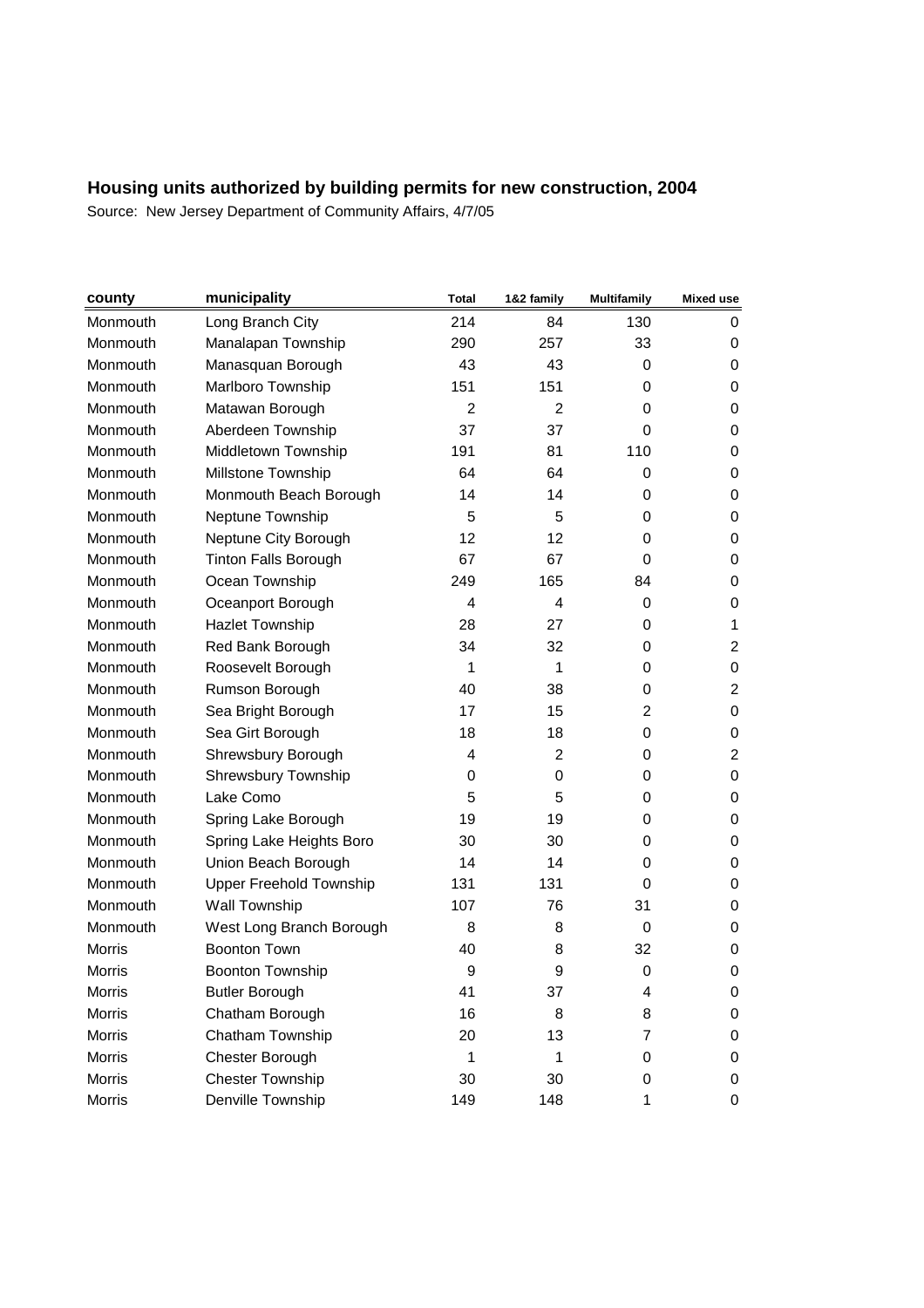## Housing units authorized by building permits for new construction, 2004

Source: New Jersey Department of Community Affairs, 4/7/05

| county | municipality | Total | 1&2 family | Multifamily | Mixed use |
|---|---|---|---|---|---|
| Monmouth | Long Branch City | 214 | 84 | 130 | 0 |
| Monmouth | Manalapan Township | 290 | 257 | 33 | 0 |
| Monmouth | Manasquan Borough | 43 | 43 | 0 | 0 |
| Monmouth | Marlboro Township | 151 | 151 | 0 | 0 |
| Monmouth | Matawan Borough | 2 | 2 | 0 | 0 |
| Monmouth | Aberdeen Township | 37 | 37 | 0 | 0 |
| Monmouth | Middletown Township | 191 | 81 | 110 | 0 |
| Monmouth | Millstone Township | 64 | 64 | 0 | 0 |
| Monmouth | Monmouth Beach Borough | 14 | 14 | 0 | 0 |
| Monmouth | Neptune Township | 5 | 5 | 0 | 0 |
| Monmouth | Neptune City Borough | 12 | 12 | 0 | 0 |
| Monmouth | Tinton Falls Borough | 67 | 67 | 0 | 0 |
| Monmouth | Ocean Township | 249 | 165 | 84 | 0 |
| Monmouth | Oceanport Borough | 4 | 4 | 0 | 0 |
| Monmouth | Hazlet Township | 28 | 27 | 0 | 1 |
| Monmouth | Red Bank Borough | 34 | 32 | 0 | 2 |
| Monmouth | Roosevelt Borough | 1 | 1 | 0 | 0 |
| Monmouth | Rumson Borough | 40 | 38 | 0 | 2 |
| Monmouth | Sea Bright Borough | 17 | 15 | 2 | 0 |
| Monmouth | Sea Girt Borough | 18 | 18 | 0 | 0 |
| Monmouth | Shrewsbury Borough | 4 | 2 | 0 | 2 |
| Monmouth | Shrewsbury Township | 0 | 0 | 0 | 0 |
| Monmouth | Lake Como | 5 | 5 | 0 | 0 |
| Monmouth | Spring Lake Borough | 19 | 19 | 0 | 0 |
| Monmouth | Spring Lake Heights Boro | 30 | 30 | 0 | 0 |
| Monmouth | Union Beach Borough | 14 | 14 | 0 | 0 |
| Monmouth | Upper Freehold Township | 131 | 131 | 0 | 0 |
| Monmouth | Wall Township | 107 | 76 | 31 | 0 |
| Monmouth | West Long Branch Borough | 8 | 8 | 0 | 0 |
| Morris | Boonton Town | 40 | 8 | 32 | 0 |
| Morris | Boonton Township | 9 | 9 | 0 | 0 |
| Morris | Butler Borough | 41 | 37 | 4 | 0 |
| Morris | Chatham Borough | 16 | 8 | 8 | 0 |
| Morris | Chatham Township | 20 | 13 | 7 | 0 |
| Morris | Chester Borough | 1 | 1 | 0 | 0 |
| Morris | Chester Township | 30 | 30 | 0 | 0 |
| Morris | Denville Township | 149 | 148 | 1 | 0 |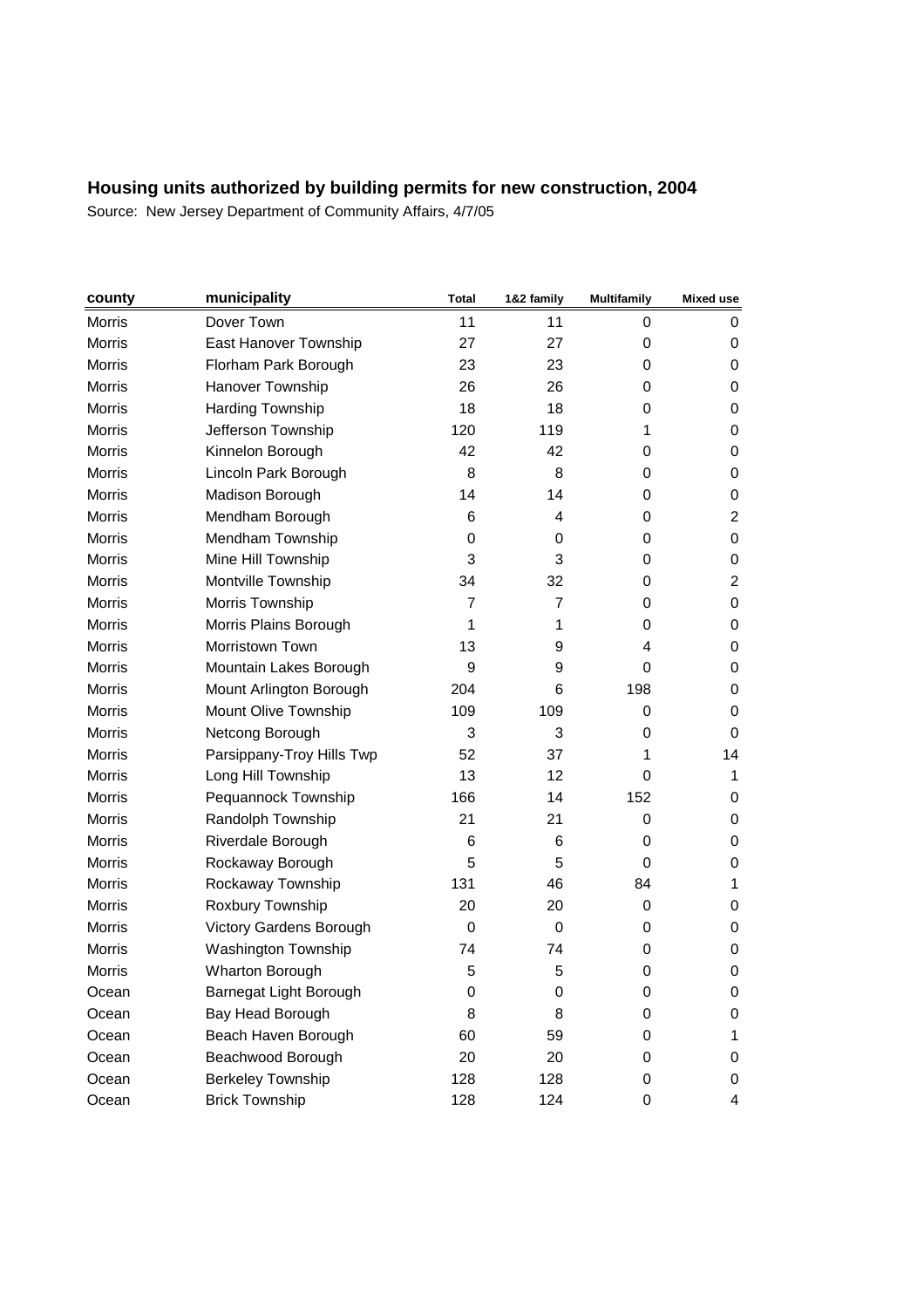# Housing units authorized by building permits for new construction, 2004

Source: New Jersey Department of Community Affairs, 4/7/05

| county | municipality | Total | 1&2 family | Multifamily | Mixed use |
|---|---|---|---|---|---|
| Morris | Dover Town | 11 | 11 | 0 | 0 |
| Morris | East Hanover Township | 27 | 27 | 0 | 0 |
| Morris | Florham Park Borough | 23 | 23 | 0 | 0 |
| Morris | Hanover Township | 26 | 26 | 0 | 0 |
| Morris | Harding Township | 18 | 18 | 0 | 0 |
| Morris | Jefferson Township | 120 | 119 | 1 | 0 |
| Morris | Kinnelon Borough | 42 | 42 | 0 | 0 |
| Morris | Lincoln Park Borough | 8 | 8 | 0 | 0 |
| Morris | Madison Borough | 14 | 14 | 0 | 0 |
| Morris | Mendham Borough | 6 | 4 | 0 | 2 |
| Morris | Mendham Township | 0 | 0 | 0 | 0 |
| Morris | Mine Hill Township | 3 | 3 | 0 | 0 |
| Morris | Montville Township | 34 | 32 | 0 | 2 |
| Morris | Morris Township | 7 | 7 | 0 | 0 |
| Morris | Morris Plains Borough | 1 | 1 | 0 | 0 |
| Morris | Morristown Town | 13 | 9 | 4 | 0 |
| Morris | Mountain Lakes Borough | 9 | 9 | 0 | 0 |
| Morris | Mount Arlington Borough | 204 | 6 | 198 | 0 |
| Morris | Mount Olive Township | 109 | 109 | 0 | 0 |
| Morris | Netcong Borough | 3 | 3 | 0 | 0 |
| Morris | Parsippany-Troy Hills Twp | 52 | 37 | 1 | 14 |
| Morris | Long Hill Township | 13 | 12 | 0 | 1 |
| Morris | Pequannock Township | 166 | 14 | 152 | 0 |
| Morris | Randolph Township | 21 | 21 | 0 | 0 |
| Morris | Riverdale Borough | 6 | 6 | 0 | 0 |
| Morris | Rockaway Borough | 5 | 5 | 0 | 0 |
| Morris | Rockaway Township | 131 | 46 | 84 | 1 |
| Morris | Roxbury Township | 20 | 20 | 0 | 0 |
| Morris | Victory Gardens Borough | 0 | 0 | 0 | 0 |
| Morris | Washington Township | 74 | 74 | 0 | 0 |
| Morris | Wharton Borough | 5 | 5 | 0 | 0 |
| Ocean | Barnegat Light Borough | 0 | 0 | 0 | 0 |
| Ocean | Bay Head Borough | 8 | 8 | 0 | 0 |
| Ocean | Beach Haven Borough | 60 | 59 | 0 | 1 |
| Ocean | Beachwood Borough | 20 | 20 | 0 | 0 |
| Ocean | Berkeley Township | 128 | 128 | 0 | 0 |
| Ocean | Brick Township | 128 | 124 | 0 | 4 |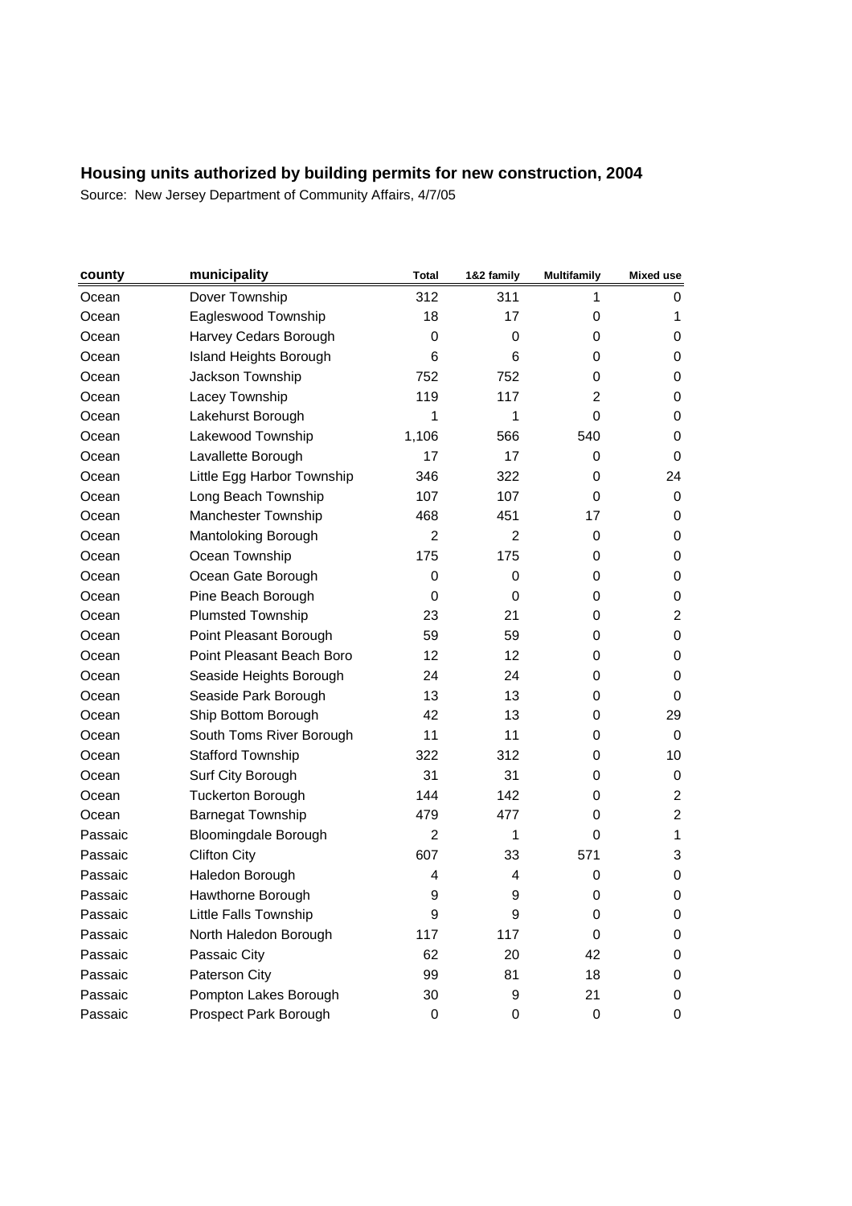## Housing units authorized by building permits for new construction, 2004

Source: New Jersey Department of Community Affairs, 4/7/05

| county | municipality | Total | 1&2 family | Multifamily | Mixed use |
|---|---|---|---|---|---|
| Ocean | Dover Township | 312 | 311 | 1 | 0 |
| Ocean | Eagleswood Township | 18 | 17 | 0 | 1 |
| Ocean | Harvey Cedars Borough | 0 | 0 | 0 | 0 |
| Ocean | Island Heights Borough | 6 | 6 | 0 | 0 |
| Ocean | Jackson Township | 752 | 752 | 0 | 0 |
| Ocean | Lacey Township | 119 | 117 | 2 | 0 |
| Ocean | Lakehurst Borough | 1 | 1 | 0 | 0 |
| Ocean | Lakewood Township | 1,106 | 566 | 540 | 0 |
| Ocean | Lavallette Borough | 17 | 17 | 0 | 0 |
| Ocean | Little Egg Harbor Township | 346 | 322 | 0 | 24 |
| Ocean | Long Beach Township | 107 | 107 | 0 | 0 |
| Ocean | Manchester Township | 468 | 451 | 17 | 0 |
| Ocean | Mantoloking Borough | 2 | 2 | 0 | 0 |
| Ocean | Ocean Township | 175 | 175 | 0 | 0 |
| Ocean | Ocean Gate Borough | 0 | 0 | 0 | 0 |
| Ocean | Pine Beach Borough | 0 | 0 | 0 | 0 |
| Ocean | Plumsted Township | 23 | 21 | 0 | 2 |
| Ocean | Point Pleasant Borough | 59 | 59 | 0 | 0 |
| Ocean | Point Pleasant Beach Boro | 12 | 12 | 0 | 0 |
| Ocean | Seaside Heights Borough | 24 | 24 | 0 | 0 |
| Ocean | Seaside Park Borough | 13 | 13 | 0 | 0 |
| Ocean | Ship Bottom Borough | 42 | 13 | 0 | 29 |
| Ocean | South Toms River Borough | 11 | 11 | 0 | 0 |
| Ocean | Stafford Township | 322 | 312 | 0 | 10 |
| Ocean | Surf City Borough | 31 | 31 | 0 | 0 |
| Ocean | Tuckerton Borough | 144 | 142 | 0 | 2 |
| Ocean | Barnegat Township | 479 | 477 | 0 | 2 |
| Passaic | Bloomingdale Borough | 2 | 1 | 0 | 1 |
| Passaic | Clifton City | 607 | 33 | 571 | 3 |
| Passaic | Haledon Borough | 4 | 4 | 0 | 0 |
| Passaic | Hawthorne Borough | 9 | 9 | 0 | 0 |
| Passaic | Little Falls Township | 9 | 9 | 0 | 0 |
| Passaic | North Haledon Borough | 117 | 117 | 0 | 0 |
| Passaic | Passaic City | 62 | 20 | 42 | 0 |
| Passaic | Paterson City | 99 | 81 | 18 | 0 |
| Passaic | Pompton Lakes Borough | 30 | 9 | 21 | 0 |
| Passaic | Prospect Park Borough | 0 | 0 | 0 | 0 |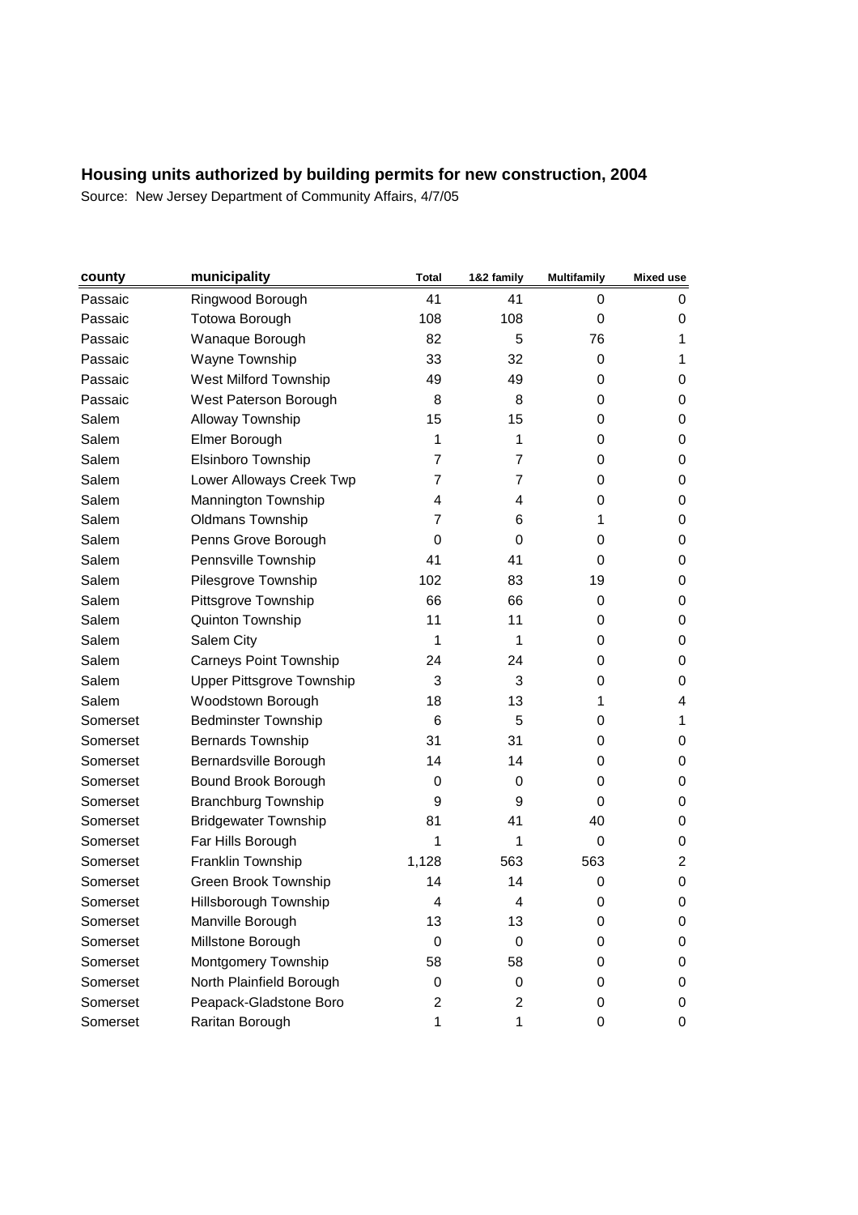## Housing units authorized by building permits for new construction, 2004

Source: New Jersey Department of Community Affairs, 4/7/05

| county | municipality | Total | 1&2 family | Multifamily | Mixed use |
|---|---|---|---|---|---|
| Passaic | Ringwood Borough | 41 | 41 | 0 | 0 |
| Passaic | Totowa Borough | 108 | 108 | 0 | 0 |
| Passaic | Wanaque Borough | 82 | 5 | 76 | 1 |
| Passaic | Wayne Township | 33 | 32 | 0 | 1 |
| Passaic | West Milford Township | 49 | 49 | 0 | 0 |
| Passaic | West Paterson Borough | 8 | 8 | 0 | 0 |
| Salem | Alloway Township | 15 | 15 | 0 | 0 |
| Salem | Elmer Borough | 1 | 1 | 0 | 0 |
| Salem | Elsinboro Township | 7 | 7 | 0 | 0 |
| Salem | Lower Alloways Creek Twp | 7 | 7 | 0 | 0 |
| Salem | Mannington Township | 4 | 4 | 0 | 0 |
| Salem | Oldmans Township | 7 | 6 | 1 | 0 |
| Salem | Penns Grove Borough | 0 | 0 | 0 | 0 |
| Salem | Pennsville Township | 41 | 41 | 0 | 0 |
| Salem | Pilesgrove Township | 102 | 83 | 19 | 0 |
| Salem | Pittsgrove Township | 66 | 66 | 0 | 0 |
| Salem | Quinton Township | 11 | 11 | 0 | 0 |
| Salem | Salem City | 1 | 1 | 0 | 0 |
| Salem | Carneys Point Township | 24 | 24 | 0 | 0 |
| Salem | Upper Pittsgrove Township | 3 | 3 | 0 | 0 |
| Salem | Woodstown Borough | 18 | 13 | 1 | 4 |
| Somerset | Bedminster Township | 6 | 5 | 0 | 1 |
| Somerset | Bernards Township | 31 | 31 | 0 | 0 |
| Somerset | Bernardsville Borough | 14 | 14 | 0 | 0 |
| Somerset | Bound Brook Borough | 0 | 0 | 0 | 0 |
| Somerset | Branchburg Township | 9 | 9 | 0 | 0 |
| Somerset | Bridgewater Township | 81 | 41 | 40 | 0 |
| Somerset | Far Hills Borough | 1 | 1 | 0 | 0 |
| Somerset | Franklin Township | 1,128 | 563 | 563 | 2 |
| Somerset | Green Brook Township | 14 | 14 | 0 | 0 |
| Somerset | Hillsborough Township | 4 | 4 | 0 | 0 |
| Somerset | Manville Borough | 13 | 13 | 0 | 0 |
| Somerset | Millstone Borough | 0 | 0 | 0 | 0 |
| Somerset | Montgomery Township | 58 | 58 | 0 | 0 |
| Somerset | North Plainfield Borough | 0 | 0 | 0 | 0 |
| Somerset | Peapack-Gladstone Boro | 2 | 2 | 0 | 0 |
| Somerset | Raritan Borough | 1 | 1 | 0 | 0 |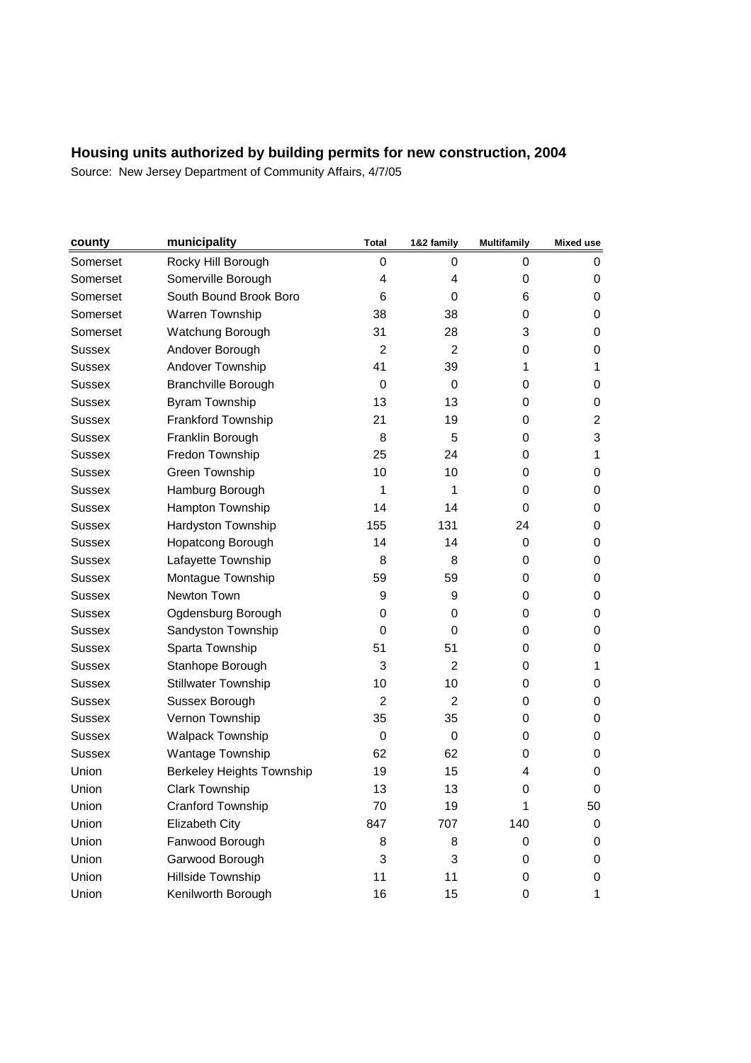## Housing units authorized by building permits for new construction, 2004

Source: New Jersey Department of Community Affairs, 4/7/05

| county | municipality | Total | 1&2 family | Multifamily | Mixed use |
|---|---|---|---|---|---|
| Somerset | Rocky Hill Borough | 0 | 0 | 0 | 0 |
| Somerset | Somerville Borough | 4 | 4 | 0 | 0 |
| Somerset | South Bound Brook Boro | 6 | 0 | 6 | 0 |
| Somerset | Warren Township | 38 | 38 | 0 | 0 |
| Somerset | Watchung Borough | 31 | 28 | 3 | 0 |
| Sussex | Andover Borough | 2 | 2 | 0 | 0 |
| Sussex | Andover Township | 41 | 39 | 1 | 1 |
| Sussex | Branchville Borough | 0 | 0 | 0 | 0 |
| Sussex | Byram Township | 13 | 13 | 0 | 0 |
| Sussex | Frankford Township | 21 | 19 | 0 | 2 |
| Sussex | Franklin Borough | 8 | 5 | 0 | 3 |
| Sussex | Fredon Township | 25 | 24 | 0 | 1 |
| Sussex | Green Township | 10 | 10 | 0 | 0 |
| Sussex | Hamburg Borough | 1 | 1 | 0 | 0 |
| Sussex | Hampton Township | 14 | 14 | 0 | 0 |
| Sussex | Hardyston Township | 155 | 131 | 24 | 0 |
| Sussex | Hopatcong Borough | 14 | 14 | 0 | 0 |
| Sussex | Lafayette Township | 8 | 8 | 0 | 0 |
| Sussex | Montague Township | 59 | 59 | 0 | 0 |
| Sussex | Newton Town | 9 | 9 | 0 | 0 |
| Sussex | Ogdensburg Borough | 0 | 0 | 0 | 0 |
| Sussex | Sandyston Township | 0 | 0 | 0 | 0 |
| Sussex | Sparta Township | 51 | 51 | 0 | 0 |
| Sussex | Stanhope Borough | 3 | 2 | 0 | 1 |
| Sussex | Stillwater Township | 10 | 10 | 0 | 0 |
| Sussex | Sussex Borough | 2 | 2 | 0 | 0 |
| Sussex | Vernon Township | 35 | 35 | 0 | 0 |
| Sussex | Walpack Township | 0 | 0 | 0 | 0 |
| Sussex | Wantage Township | 62 | 62 | 0 | 0 |
| Union | Berkeley Heights Township | 19 | 15 | 4 | 0 |
| Union | Clark Township | 13 | 13 | 0 | 0 |
| Union | Cranford Township | 70 | 19 | 1 | 50 |
| Union | Elizabeth City | 847 | 707 | 140 | 0 |
| Union | Fanwood Borough | 8 | 8 | 0 | 0 |
| Union | Garwood Borough | 3 | 3 | 0 | 0 |
| Union | Hillside Township | 11 | 11 | 0 | 0 |
| Union | Kenilworth Borough | 16 | 15 | 0 | 1 |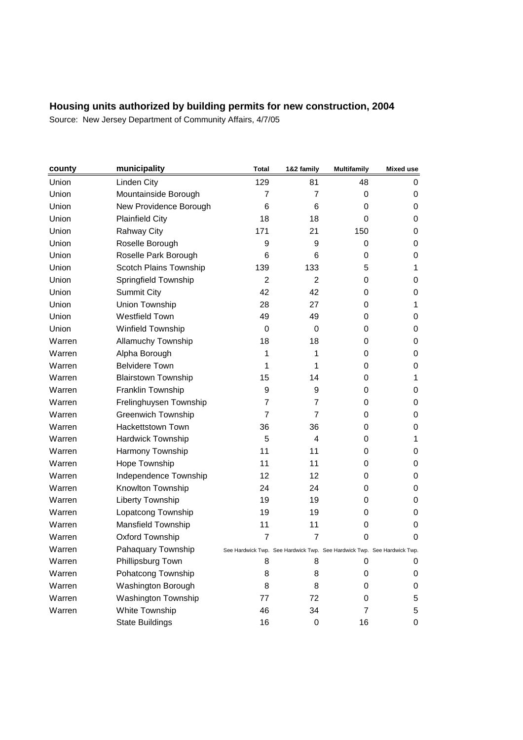## Housing units authorized by building permits for new construction, 2004

Source: New Jersey Department of Community Affairs, 4/7/05

| county | municipality | Total | 1&2 family | Multifamily | Mixed use |
|---|---|---|---|---|---|
| Union | Linden City | 129 | 81 | 48 | 0 |
| Union | Mountainside Borough | 7 | 7 | 0 | 0 |
| Union | New Providence Borough | 6 | 6 | 0 | 0 |
| Union | Plainfield City | 18 | 18 | 0 | 0 |
| Union | Rahway City | 171 | 21 | 150 | 0 |
| Union | Roselle Borough | 9 | 9 | 0 | 0 |
| Union | Roselle Park Borough | 6 | 6 | 0 | 0 |
| Union | Scotch Plains Township | 139 | 133 | 5 | 1 |
| Union | Springfield Township | 2 | 2 | 0 | 0 |
| Union | Summit City | 42 | 42 | 0 | 0 |
| Union | Union Township | 28 | 27 | 0 | 1 |
| Union | Westfield Town | 49 | 49 | 0 | 0 |
| Union | Winfield Township | 0 | 0 | 0 | 0 |
| Warren | Allamuchy Township | 18 | 18 | 0 | 0 |
| Warren | Alpha Borough | 1 | 1 | 0 | 0 |
| Warren | Belvidere Town | 1 | 1 | 0 | 0 |
| Warren | Blairstown Township | 15 | 14 | 0 | 1 |
| Warren | Franklin Township | 9 | 9 | 0 | 0 |
| Warren | Frelinghuysen Township | 7 | 7 | 0 | 0 |
| Warren | Greenwich Township | 7 | 7 | 0 | 0 |
| Warren | Hackettstown Town | 36 | 36 | 0 | 0 |
| Warren | Hardwick Township | 5 | 4 | 0 | 1 |
| Warren | Harmony Township | 11 | 11 | 0 | 0 |
| Warren | Hope Township | 11 | 11 | 0 | 0 |
| Warren | Independence Township | 12 | 12 | 0 | 0 |
| Warren | Knowlton Township | 24 | 24 | 0 | 0 |
| Warren | Liberty Township | 19 | 19 | 0 | 0 |
| Warren | Lopatcong Township | 19 | 19 | 0 | 0 |
| Warren | Mansfield Township | 11 | 11 | 0 | 0 |
| Warren | Oxford Township | 7 | 7 | 0 | 0 |
| Warren | Pahaquary Township | See Hardwick Twp. | See Hardwick Twp. | See Hardwick Twp. | See Hardwick Twp. |
| Warren | Phillipsburg Town | 8 | 8 | 0 | 0 |
| Warren | Pohatcong Township | 8 | 8 | 0 | 0 |
| Warren | Washington Borough | 8 | 8 | 0 | 0 |
| Warren | Washington Township | 77 | 72 | 0 | 5 |
| Warren | White Township | 46 | 34 | 7 | 5 |
| | State Buildings | 16 | 0 | 16 | 0 |